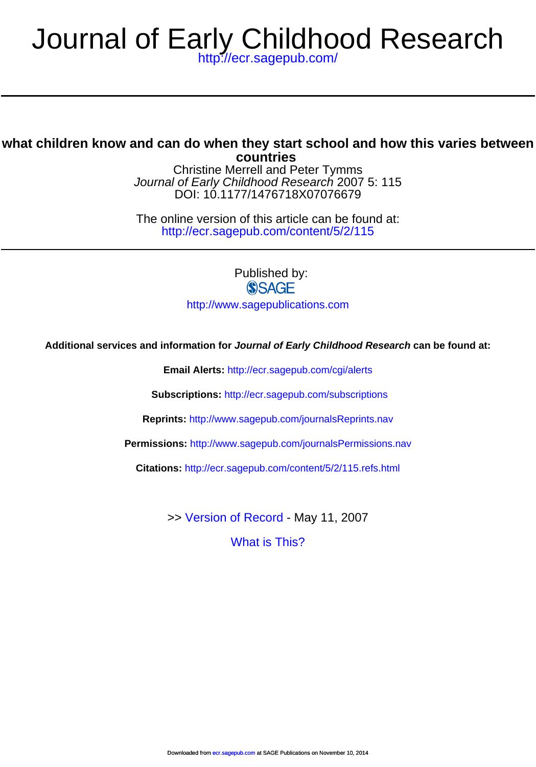# Journal of Early Childhood Research

http://ecr.sagepub.com/

## what children know and can do when they start school and how this varies between countries

Christine Merrell and Peter Tymms

*Journal of Early Childhood Research* 2007 5: 115

DOI: 10.1177/1476718X07076679

The online version of this article can be found at:

http://ecr.sagepub.com/content/5/2/115

Published by:

SAGE

http://www.sagepublications.com

**Additional services and information for *Journal of Early Childhood Research* can be found at:**

**Email Alerts:** http://ecr.sagepub.com/cgi/alerts

**Subscriptions:** http://ecr.sagepub.com/subscriptions

**Reprints:** http://www.sagepub.com/journalsReprints.nav

**Permissions:** http://www.sagepub.com/journalsPermissions.nav

**Citations:** http://ecr.sagepub.com/content/5/2/115.refs.html

>> Version of Record - May 11, 2007

What is This?

Downloaded from ecr.sagepub.com at SAGE Publications on November 10, 2014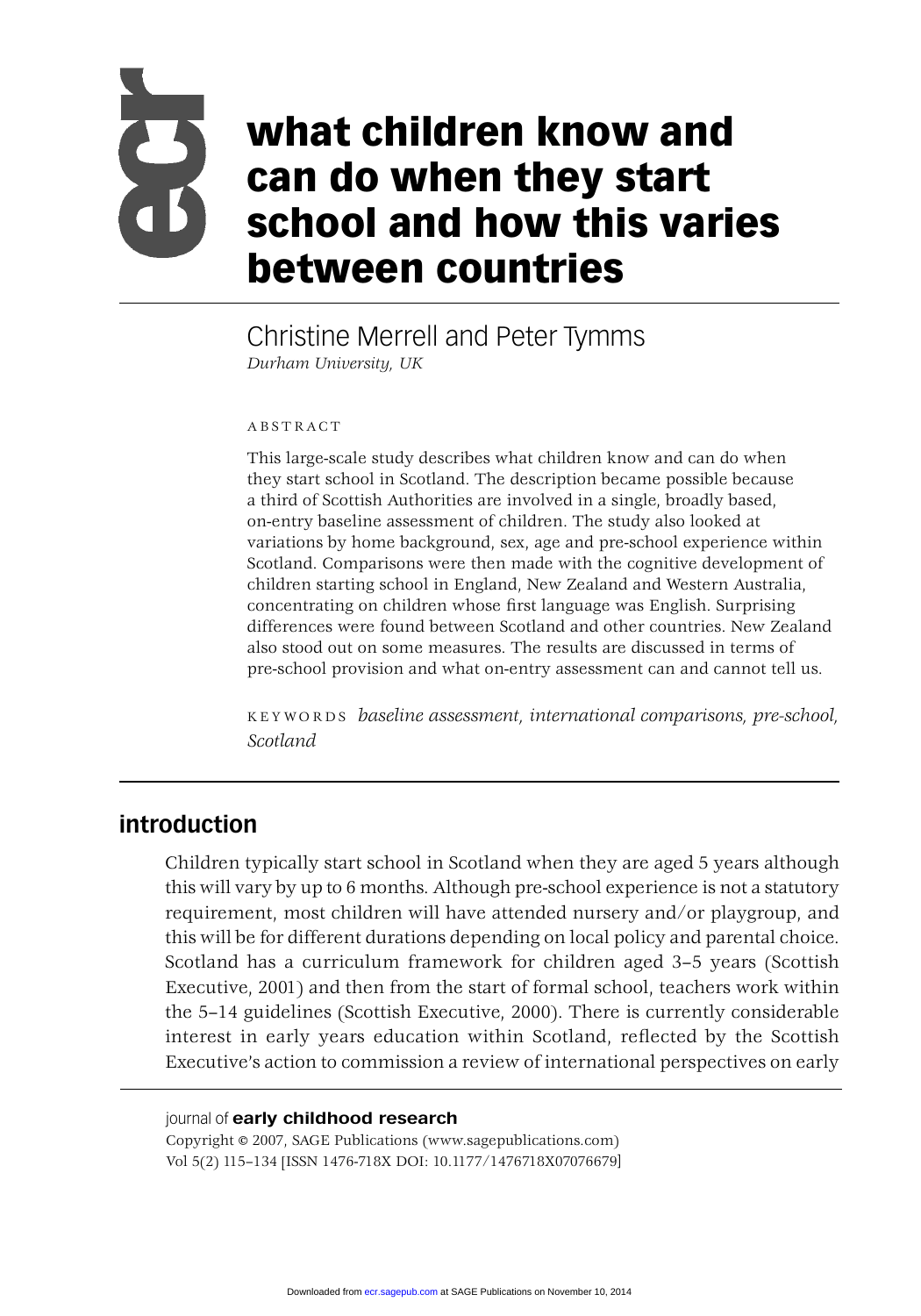# what children know and can do when they start school and how this varies between countries

Christine Merrell and Peter Tymms
*Durham University, UK*

ABSTRACT

This large-scale study describes what children know and can do when they start school in Scotland. The description became possible because a third of Scottish Authorities are involved in a single, broadly based, on-entry baseline assessment of children. The study also looked at variations by home background, sex, age and pre-school experience within Scotland. Comparisons were then made with the cognitive development of children starting school in England, New Zealand and Western Australia, concentrating on children whose first language was English. Surprising differences were found between Scotland and other countries. New Zealand also stood out on some measures. The results are discussed in terms of pre-school provision and what on-entry assessment can and cannot tell us.

KEYWORDS *baseline assessment, international comparisons, pre-school, Scotland*

## introduction

Children typically start school in Scotland when they are aged 5 years although this will vary by up to 6 months. Although pre-school experience is not a statutory requirement, most children will have attended nursery and/or playgroup, and this will be for different durations depending on local policy and parental choice. Scotland has a curriculum framework for children aged 3–5 years (Scottish Executive, 2001) and then from the start of formal school, teachers work within the 5–14 guidelines (Scottish Executive, 2000). There is currently considerable interest in early years education within Scotland, reflected by the Scottish Executive's action to commission a review of international perspectives on early

journal of **early childhood research**
Copyright © 2007, SAGE Publications (www.sagepublications.com)
Vol 5(2) 115–134 [ISSN 1476-718X DOI: 10.1177/1476718X07076679]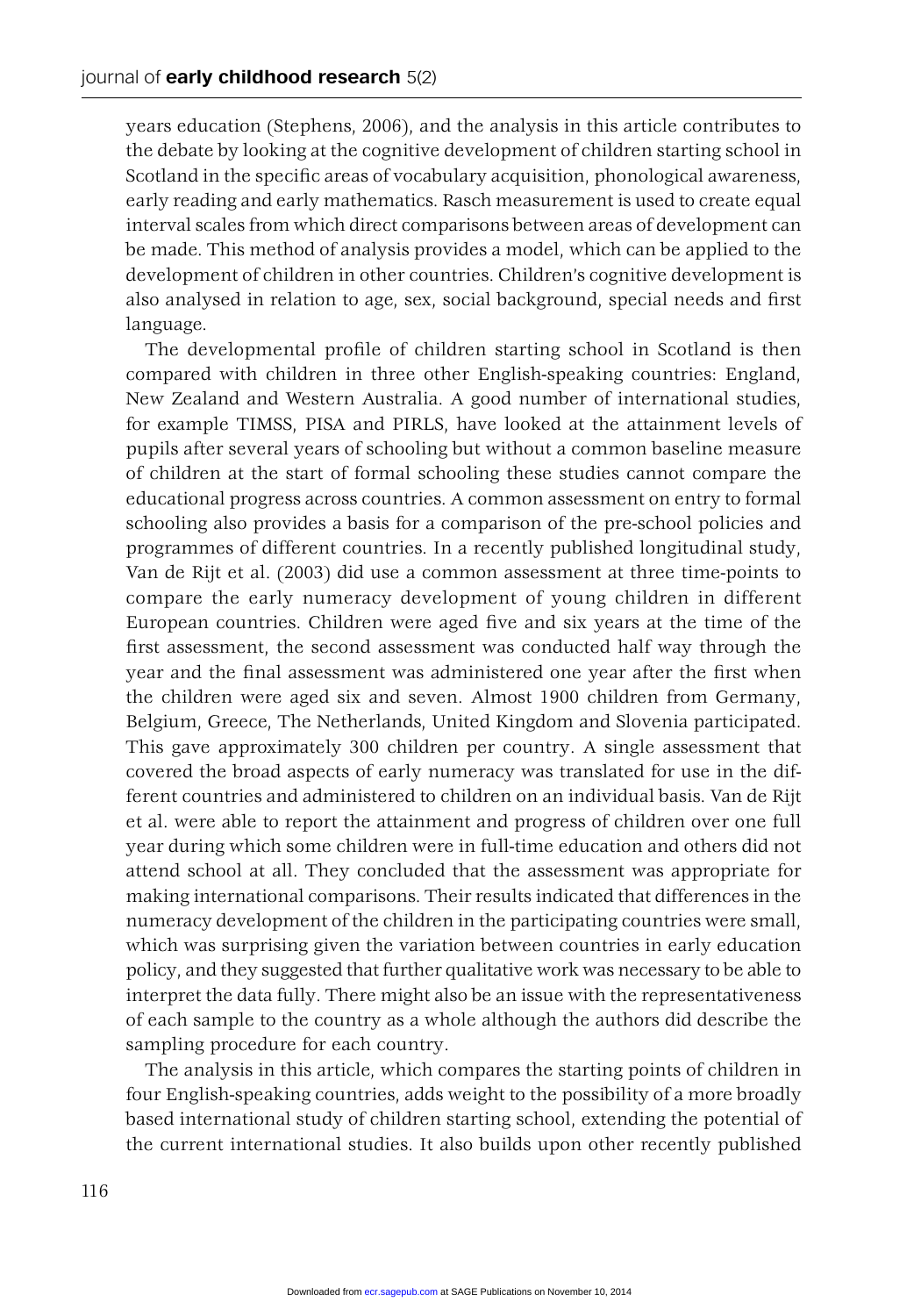years education (Stephens, 2006), and the analysis in this article contributes to the debate by looking at the cognitive development of children starting school in Scotland in the specific areas of vocabulary acquisition, phonological awareness, early reading and early mathematics. Rasch measurement is used to create equal interval scales from which direct comparisons between areas of development can be made. This method of analysis provides a model, which can be applied to the development of children in other countries. Children's cognitive development is also analysed in relation to age, sex, social background, special needs and first language.

The developmental profile of children starting school in Scotland is then compared with children in three other English-speaking countries: England, New Zealand and Western Australia. A good number of international studies, for example TIMSS, PISA and PIRLS, have looked at the attainment levels of pupils after several years of schooling but without a common baseline measure of children at the start of formal schooling these studies cannot compare the educational progress across countries. A common assessment on entry to formal schooling also provides a basis for a comparison of the pre-school policies and programmes of different countries. In a recently published longitudinal study, Van de Rijt et al. (2003) did use a common assessment at three time-points to compare the early numeracy development of young children in different European countries. Children were aged five and six years at the time of the first assessment, the second assessment was conducted half way through the year and the final assessment was administered one year after the first when the children were aged six and seven. Almost 1900 children from Germany, Belgium, Greece, The Netherlands, United Kingdom and Slovenia participated. This gave approximately 300 children per country. A single assessment that covered the broad aspects of early numeracy was translated for use in the different countries and administered to children on an individual basis. Van de Rijt et al. were able to report the attainment and progress of children over one full year during which some children were in full-time education and others did not attend school at all. They concluded that the assessment was appropriate for making international comparisons. Their results indicated that differences in the numeracy development of the children in the participating countries were small, which was surprising given the variation between countries in early education policy, and they suggested that further qualitative work was necessary to be able to interpret the data fully. There might also be an issue with the representativeness of each sample to the country as a whole although the authors did describe the sampling procedure for each country.

The analysis in this article, which compares the starting points of children in four English-speaking countries, adds weight to the possibility of a more broadly based international study of children starting school, extending the potential of the current international studies. It also builds upon other recently published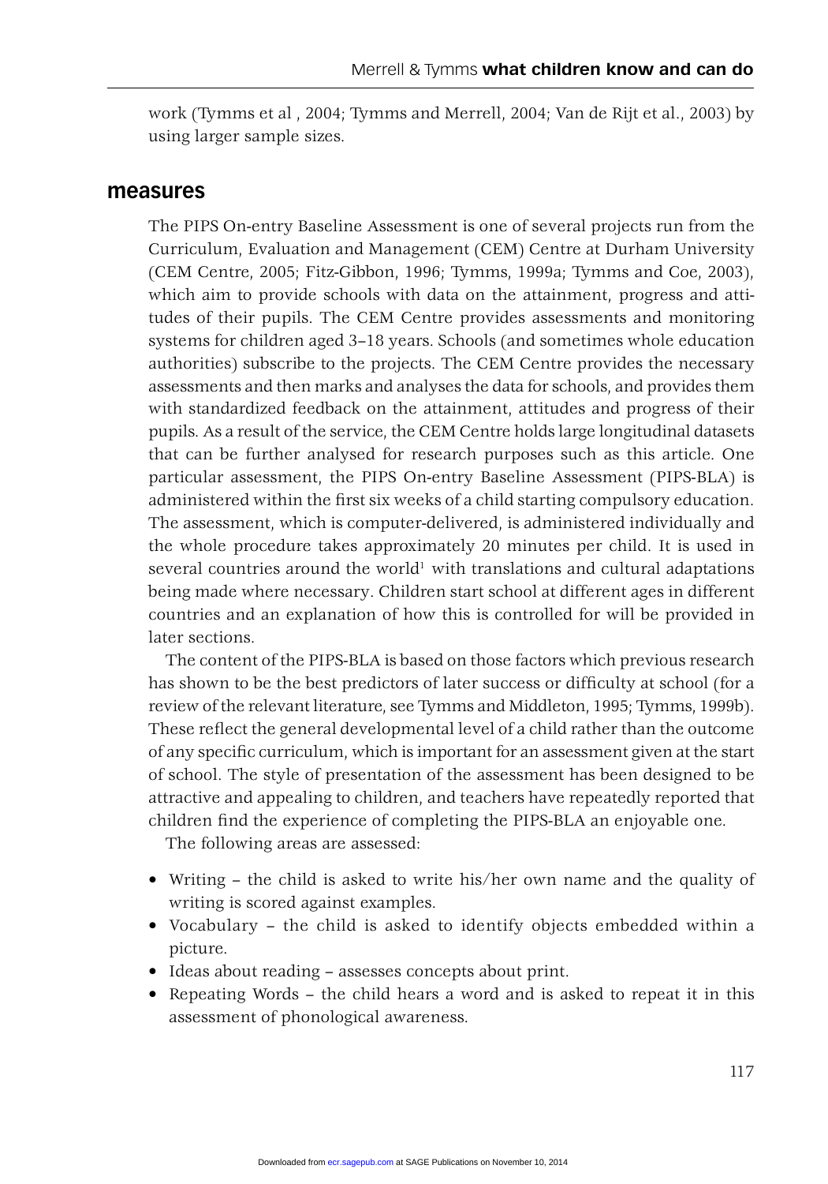work (Tymms et al , 2004; Tymms and Merrell, 2004; Van de Rijt et al., 2003) by using larger sample sizes.

## measures

The PIPS On-entry Baseline Assessment is one of several projects run from the Curriculum, Evaluation and Management (CEM) Centre at Durham University (CEM Centre, 2005; Fitz-Gibbon, 1996; Tymms, 1999a; Tymms and Coe, 2003), which aim to provide schools with data on the attainment, progress and attitudes of their pupils. The CEM Centre provides assessments and monitoring systems for children aged 3–18 years. Schools (and sometimes whole education authorities) subscribe to the projects. The CEM Centre provides the necessary assessments and then marks and analyses the data for schools, and provides them with standardized feedback on the attainment, attitudes and progress of their pupils. As a result of the service, the CEM Centre holds large longitudinal datasets that can be further analysed for research purposes such as this article. One particular assessment, the PIPS On-entry Baseline Assessment (PIPS-BLA) is administered within the first six weeks of a child starting compulsory education. The assessment, which is computer-delivered, is administered individually and the whole procedure takes approximately 20 minutes per child. It is used in several countries around the world[1] with translations and cultural adaptations being made where necessary. Children start school at different ages in different countries and an explanation of how this is controlled for will be provided in later sections.

The content of the PIPS-BLA is based on those factors which previous research has shown to be the best predictors of later success or difficulty at school (for a review of the relevant literature, see Tymms and Middleton, 1995; Tymms, 1999b). These reflect the general developmental level of a child rather than the outcome of any specific curriculum, which is important for an assessment given at the start of school. The style of presentation of the assessment has been designed to be attractive and appealing to children, and teachers have repeatedly reported that children find the experience of completing the PIPS-BLA an enjoyable one.

The following areas are assessed:

- Writing – the child is asked to write his/her own name and the quality of writing is scored against examples.
- Vocabulary – the child is asked to identify objects embedded within a picture.
- Ideas about reading – assesses concepts about print.
- Repeating Words – the child hears a word and is asked to repeat it in this assessment of phonological awareness.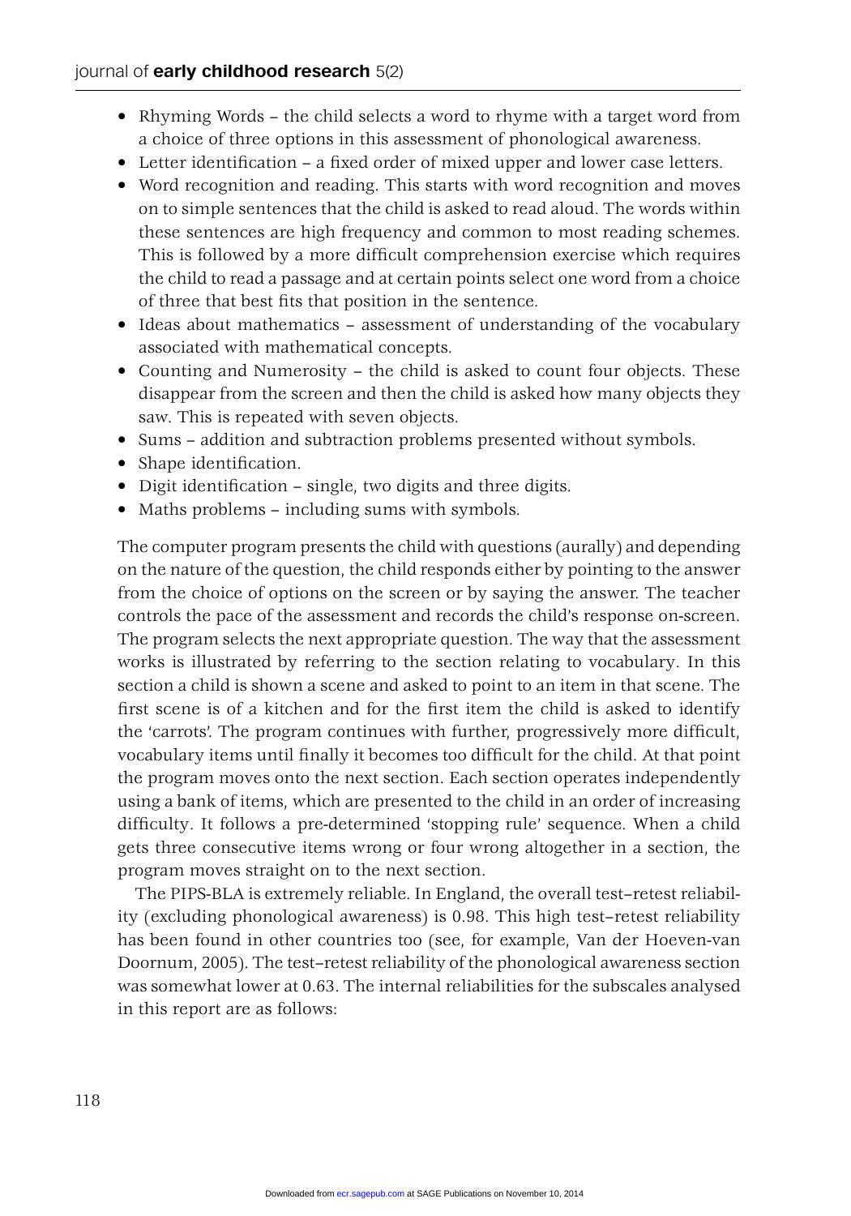- Rhyming Words – the child selects a word to rhyme with a target word from a choice of three options in this assessment of phonological awareness.
- Letter identification – a fixed order of mixed upper and lower case letters.
- Word recognition and reading. This starts with word recognition and moves on to simple sentences that the child is asked to read aloud. The words within these sentences are high frequency and common to most reading schemes. This is followed by a more difficult comprehension exercise which requires the child to read a passage and at certain points select one word from a choice of three that best fits that position in the sentence.
- Ideas about mathematics – assessment of understanding of the vocabulary associated with mathematical concepts.
- Counting and Numerosity – the child is asked to count four objects. These disappear from the screen and then the child is asked how many objects they saw. This is repeated with seven objects.
- Sums – addition and subtraction problems presented without symbols.
- Shape identification.
- Digit identification – single, two digits and three digits.
- Maths problems – including sums with symbols.

The computer program presents the child with questions (aurally) and depending on the nature of the question, the child responds either by pointing to the answer from the choice of options on the screen or by saying the answer. The teacher controls the pace of the assessment and records the child's response on-screen. The program selects the next appropriate question. The way that the assessment works is illustrated by referring to the section relating to vocabulary. In this section a child is shown a scene and asked to point to an item in that scene. The first scene is of a kitchen and for the first item the child is asked to identify the 'carrots'. The program continues with further, progressively more difficult, vocabulary items until finally it becomes too difficult for the child. At that point the program moves onto the next section. Each section operates independently using a bank of items, which are presented to the child in an order of increasing difficulty. It follows a pre-determined 'stopping rule' sequence. When a child gets three consecutive items wrong or four wrong altogether in a section, the program moves straight on to the next section.

The PIPS-BLA is extremely reliable. In England, the overall test–retest reliability (excluding phonological awareness) is 0.98. This high test–retest reliability has been found in other countries too (see, for example, Van der Hoeven-van Doornum, 2005). The test–retest reliability of the phonological awareness section was somewhat lower at 0.63. The internal reliabilities for the subscales analysed in this report are as follows: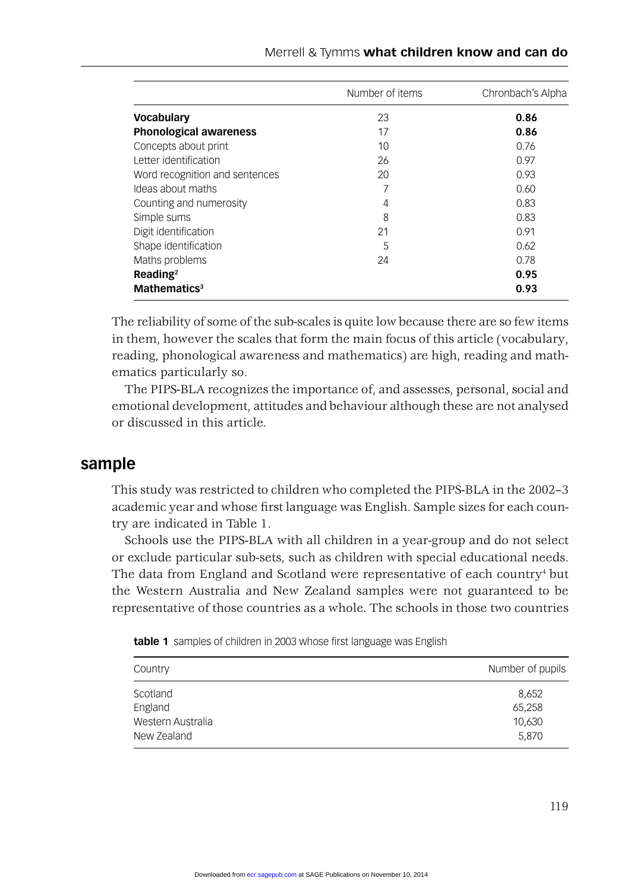| | Number of items | Chronbach's Alpha |
|---|---|---|
| **Vocabulary** | 23 | **0.86** |
| **Phonological awareness** | 17 | **0.86** |
| Concepts about print | 10 | 0.76 |
| Letter identification | 26 | 0.97 |
| Word recognition and sentences | 20 | 0.93 |
| Ideas about maths | 7 | 0.60 |
| Counting and numerosity | 4 | 0.83 |
| Simple sums | 8 | 0.83 |
| Digit identification | 21 | 0.91 |
| Shape identification | 5 | 0.62 |
| Maths problems | 24 | 0.78 |
| **Reading**[2] | | **0.95** |
| **Mathematics**[3] | | **0.93** |

The reliability of some of the sub-scales is quite low because there are so few items in them, however the scales that form the main focus of this article (vocabulary, reading, phonological awareness and mathematics) are high, reading and mathematics particularly so.

The PIPS-BLA recognizes the importance of, and assesses, personal, social and emotional development, attitudes and behaviour although these are not analysed or discussed in this article.

## sample

This study was restricted to children who completed the PIPS-BLA in the 2002–3 academic year and whose first language was English. Sample sizes for each country are indicated in Table 1.

Schools use the PIPS-BLA with all children in a year-group and do not select or exclude particular sub-sets, such as children with special educational needs. The data from England and Scotland were representative of each country[4] but the Western Australia and New Zealand samples were not guaranteed to be representative of those countries as a whole. The schools in those two countries

**table 1** samples of children in 2003 whose first language was English

| Country | Number of pupils |
|---|---|
| Scotland | 8,652 |
| England | 65,258 |
| Western Australia | 10,630 |
| New Zealand | 5,870 |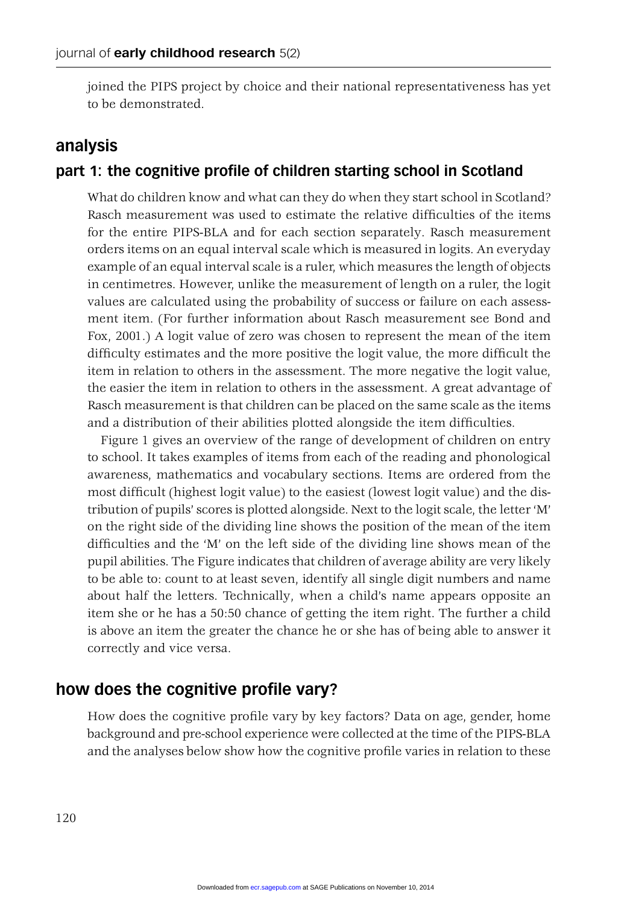joined the PIPS project by choice and their national representativeness has yet to be demonstrated.

## analysis

### part 1: the cognitive profile of children starting school in Scotland

What do children know and what can they do when they start school in Scotland? Rasch measurement was used to estimate the relative difficulties of the items for the entire PIPS-BLA and for each section separately. Rasch measurement orders items on an equal interval scale which is measured in logits. An everyday example of an equal interval scale is a ruler, which measures the length of objects in centimetres. However, unlike the measurement of length on a ruler, the logit values are calculated using the probability of success or failure on each assessment item. (For further information about Rasch measurement see Bond and Fox, 2001.) A logit value of zero was chosen to represent the mean of the item difficulty estimates and the more positive the logit value, the more difficult the item in relation to others in the assessment. The more negative the logit value, the easier the item in relation to others in the assessment. A great advantage of Rasch measurement is that children can be placed on the same scale as the items and a distribution of their abilities plotted alongside the item difficulties.

Figure 1 gives an overview of the range of development of children on entry to school. It takes examples of items from each of the reading and phonological awareness, mathematics and vocabulary sections. Items are ordered from the most difficult (highest logit value) to the easiest (lowest logit value) and the distribution of pupils' scores is plotted alongside. Next to the logit scale, the letter 'M' on the right side of the dividing line shows the position of the mean of the item difficulties and the 'M' on the left side of the dividing line shows mean of the pupil abilities. The Figure indicates that children of average ability are very likely to be able to: count to at least seven, identify all single digit numbers and name about half the letters. Technically, when a child's name appears opposite an item she or he has a 50:50 chance of getting the item right. The further a child is above an item the greater the chance he or she has of being able to answer it correctly and vice versa.

## how does the cognitive profile vary?

How does the cognitive profile vary by key factors? Data on age, gender, home background and pre-school experience were collected at the time of the PIPS-BLA and the analyses below show how the cognitive profile varies in relation to these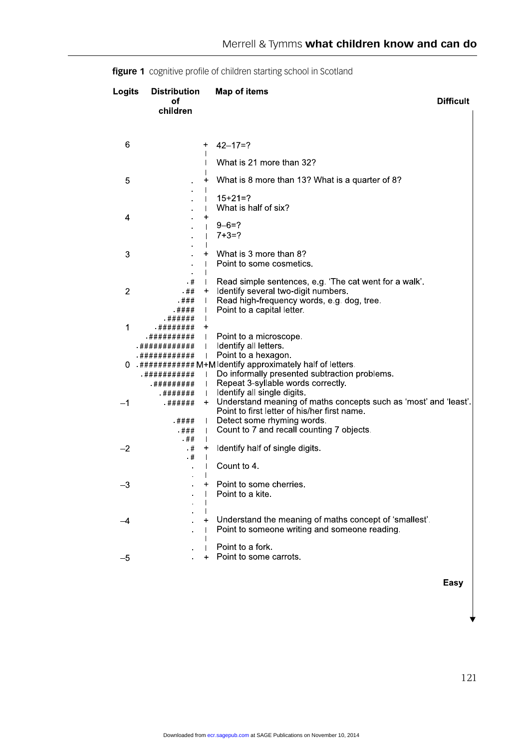**figure 1** cognitive profile of children starting school in Scotland

```
Logits   Distribution      Map of items
              of                                                              Difficult
          children

  6                     +  42–17=?
                        |
                        |  What is 21 more than 32?
                        |
  5                  .  +  What is 8 more than 13? What is a quarter of 8?
                     .  |
                     .  |  15+21=?
                     .  |  What is half of six?
  4                  .  +
                     .  |  9–6=?
                     .  |  7+3=?
                     .  |
  3                  .  +  What is 3 more than 8?
                     .  |  Point to some cosmetics.
                     .  |
                    .#  |  Read simple sentences, e.g. 'The cat went for a walk'.
  2                .##  +  Identify several two-digit numbers.
                  .###  |  Read high-frequency words, e.g. dog, tree.
                 .####  |  Point to a capital letter.
               .######  |
  1          .########  +
           .##########  |  Point to a microscope.
         .############  |  Identify all letters.
         .############  |  Point to a hexagon.
  0      .############ M+M Identify approximately half of letters.
          .###########  |  Do informally presented subtraction problems.
            .#########  |  Repeat 3-syllable words correctly.
              .#######  |  Identify all single digits.
 –1            .######  +  Understand meaning of maths concepts such as 'most' and 'least'.
                           Point to first letter of his/her first name.
                 .####  |  Detect some rhyming words.
                  .###  |  Count to 7 and recall counting 7 objects.
                   .##  |
 –2                 .#  +  Identify half of single digits.
                    .#  |
                     .  |  Count to 4.
                     .  |
 –3                  .  +  Point to some cherries.
                     .  |  Point to a kite.
                     .  |
                     .  |
 –4                  .  +  Understand the meaning of maths concept of 'smallest'.
                     .  |  Point to someone writing and someone reading.
                        |
                     .  |  Point to a fork.
 –5                  .  +  Point to some carrots.

                                                                              Easy
```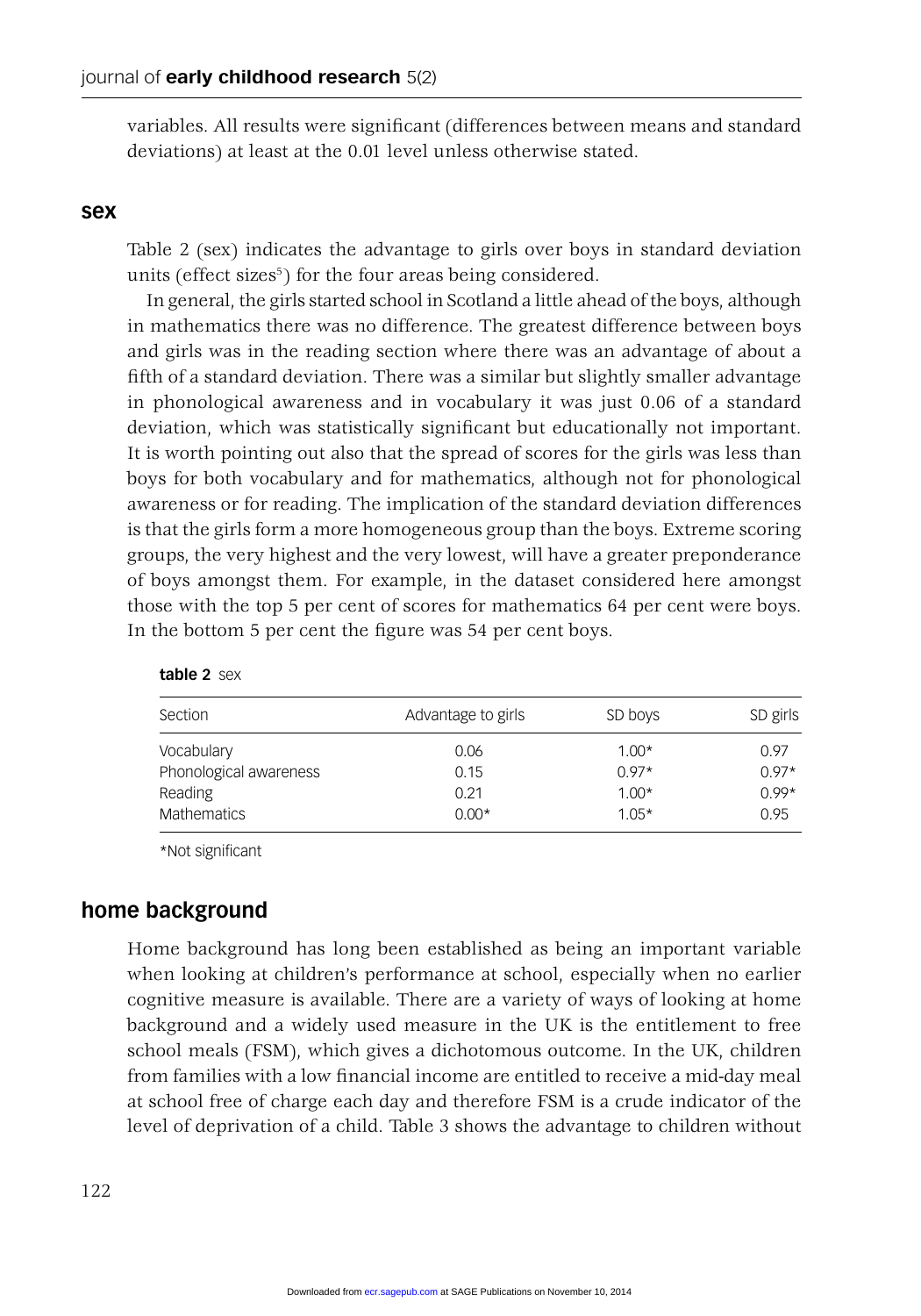variables. All results were significant (differences between means and standard deviations) at least at the 0.01 level unless otherwise stated.

## sex

Table 2 (sex) indicates the advantage to girls over boys in standard deviation units (effect sizes[5]) for the four areas being considered.

In general, the girls started school in Scotland a little ahead of the boys, although in mathematics there was no difference. The greatest difference between boys and girls was in the reading section where there was an advantage of about a fifth of a standard deviation. There was a similar but slightly smaller advantage in phonological awareness and in vocabulary it was just 0.06 of a standard deviation, which was statistically significant but educationally not important. It is worth pointing out also that the spread of scores for the girls was less than boys for both vocabulary and for mathematics, although not for phonological awareness or for reading. The implication of the standard deviation differences is that the girls form a more homogeneous group than the boys. Extreme scoring groups, the very highest and the very lowest, will have a greater preponderance of boys amongst them. For example, in the dataset considered here amongst those with the top 5 per cent of scores for mathematics 64 per cent were boys. In the bottom 5 per cent the figure was 54 per cent boys.

**table 2** sex

| Section | Advantage to girls | SD boys | SD girls |
|---|---|---|---|
| Vocabulary | 0.06 | 1.00* | 0.97 |
| Phonological awareness | 0.15 | 0.97* | 0.97* |
| Reading | 0.21 | 1.00* | 0.99* |
| Mathematics | 0.00* | 1.05* | 0.95 |

*Not significant

## home background

Home background has long been established as being an important variable when looking at children's performance at school, especially when no earlier cognitive measure is available. There are a variety of ways of looking at home background and a widely used measure in the UK is the entitlement to free school meals (FSM), which gives a dichotomous outcome. In the UK, children from families with a low financial income are entitled to receive a mid-day meal at school free of charge each day and therefore FSM is a crude indicator of the level of deprivation of a child. Table 3 shows the advantage to children without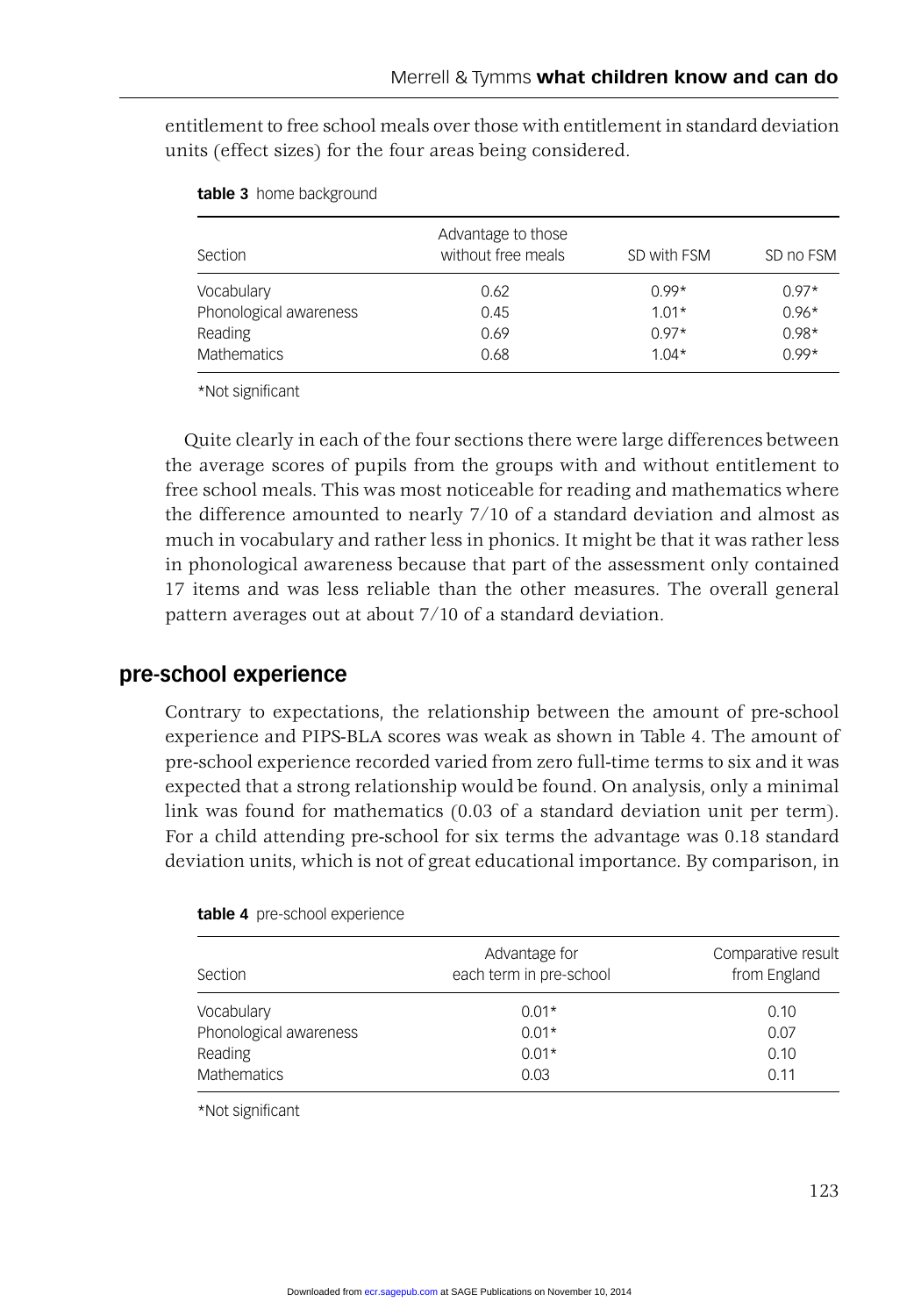entitlement to free school meals over those with entitlement in standard deviation units (effect sizes) for the four areas being considered.

**table 3** home background

| Section | Advantage to those without free meals | SD with FSM | SD no FSM |
|---|---|---|---|
| Vocabulary | 0.62 | 0.99* | 0.97* |
| Phonological awareness | 0.45 | 1.01* | 0.96* |
| Reading | 0.69 | 0.97* | 0.98* |
| Mathematics | 0.68 | 1.04* | 0.99* |

*Not significant

Quite clearly in each of the four sections there were large differences between the average scores of pupils from the groups with and without entitlement to free school meals. This was most noticeable for reading and mathematics where the difference amounted to nearly 7/10 of a standard deviation and almost as much in vocabulary and rather less in phonics. It might be that it was rather less in phonological awareness because that part of the assessment only contained 17 items and was less reliable than the other measures. The overall general pattern averages out at about 7/10 of a standard deviation.

## pre-school experience

Contrary to expectations, the relationship between the amount of pre-school experience and PIPS-BLA scores was weak as shown in Table 4. The amount of pre-school experience recorded varied from zero full-time terms to six and it was expected that a strong relationship would be found. On analysis, only a minimal link was found for mathematics (0.03 of a standard deviation unit per term). For a child attending pre-school for six terms the advantage was 0.18 standard deviation units, which is not of great educational importance. By comparison, in

**table 4** pre-school experience

| Section | Advantage for each term in pre-school | Comparative result from England |
|---|---|---|
| Vocabulary | 0.01* | 0.10 |
| Phonological awareness | 0.01* | 0.07 |
| Reading | 0.01* | 0.10 |
| Mathematics | 0.03 | 0.11 |

*Not significant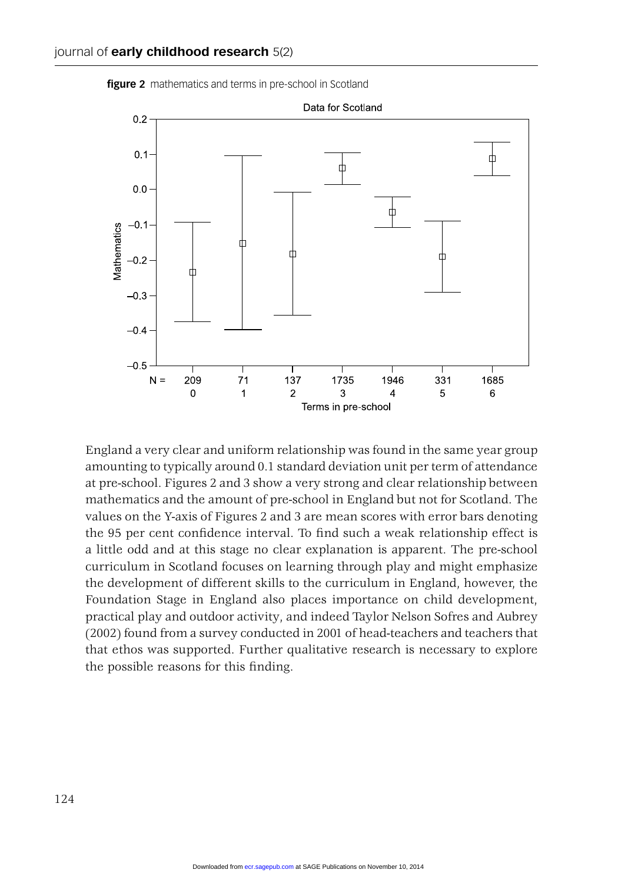**figure 2** mathematics and terms in pre-school in Scotland

England a very clear and uniform relationship was found in the same year group amounting to typically around 0.1 standard deviation unit per term of attendance at pre-school. Figures 2 and 3 show a very strong and clear relationship between mathematics and the amount of pre-school in England but not for Scotland. The values on the Y-axis of Figures 2 and 3 are mean scores with error bars denoting the 95 per cent confidence interval. To find such a weak relationship effect is a little odd and at this stage no clear explanation is apparent. The pre-school curriculum in Scotland focuses on learning through play and might emphasize the development of different skills to the curriculum in England, however, the Foundation Stage in England also places importance on child development, practical play and outdoor activity, and indeed Taylor Nelson Sofres and Aubrey (2002) found from a survey conducted in 2001 of head-teachers and teachers that that ethos was supported. Further qualitative research is necessary to explore the possible reasons for this finding.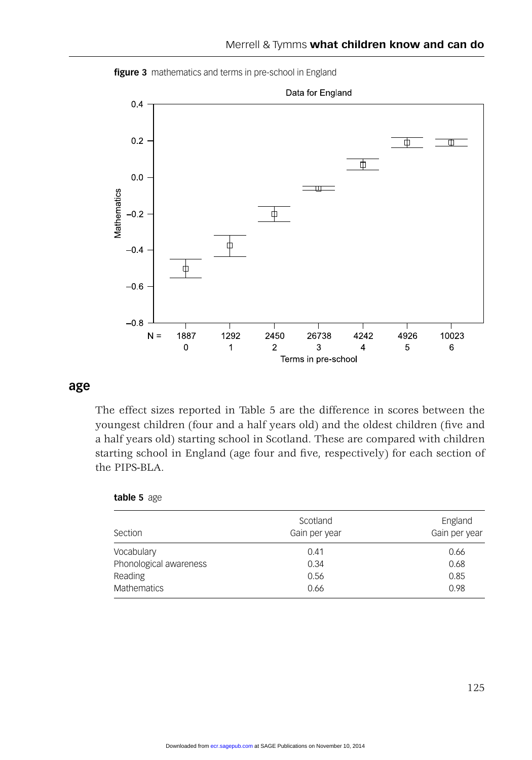**figure 3** mathematics and terms in pre-school in England

## age

The effect sizes reported in Table 5 are the difference in scores between the youngest children (four and a half years old) and the oldest children (five and a half years old) starting school in Scotland. These are compared with children starting school in England (age four and five, respectively) for each section of the PIPS-BLA.

**table 5** age

| Section | Scotland Gain per year | England Gain per year |
|---|---|---|
| Vocabulary | 0.41 | 0.66 |
| Phonological awareness | 0.34 | 0.68 |
| Reading | 0.56 | 0.85 |
| Mathematics | 0.66 | 0.98 |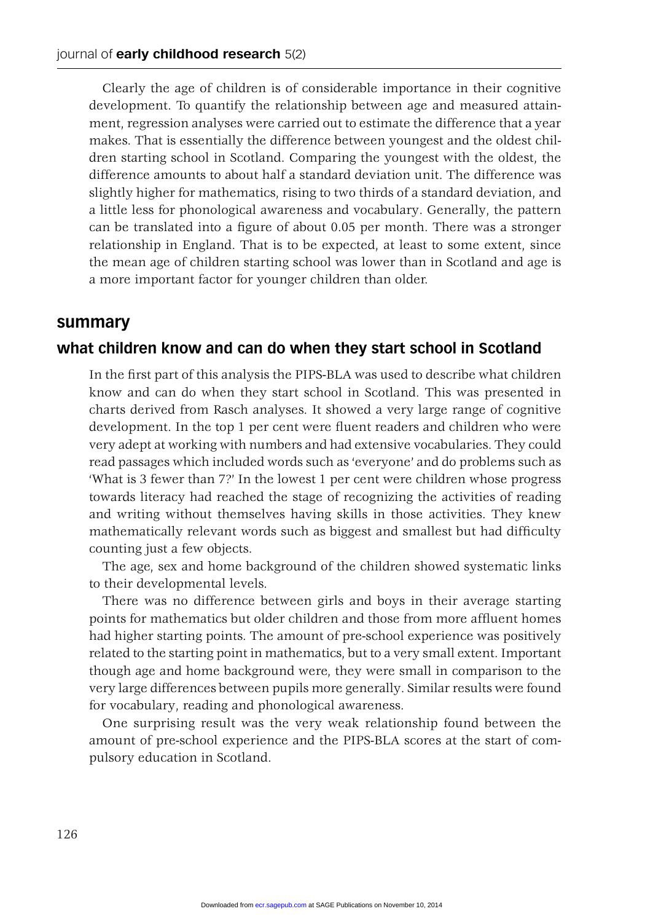Clearly the age of children is of considerable importance in their cognitive development. To quantify the relationship between age and measured attainment, regression analyses were carried out to estimate the difference that a year makes. That is essentially the difference between youngest and the oldest children starting school in Scotland. Comparing the youngest with the oldest, the difference amounts to about half a standard deviation unit. The difference was slightly higher for mathematics, rising to two thirds of a standard deviation, and a little less for phonological awareness and vocabulary. Generally, the pattern can be translated into a figure of about 0.05 per month. There was a stronger relationship in England. That is to be expected, at least to some extent, since the mean age of children starting school was lower than in Scotland and age is a more important factor for younger children than older.

## summary

### what children know and can do when they start school in Scotland

In the first part of this analysis the PIPS-BLA was used to describe what children know and can do when they start school in Scotland. This was presented in charts derived from Rasch analyses. It showed a very large range of cognitive development. In the top 1 per cent were fluent readers and children who were very adept at working with numbers and had extensive vocabularies. They could read passages which included words such as 'everyone' and do problems such as 'What is 3 fewer than 7?' In the lowest 1 per cent were children whose progress towards literacy had reached the stage of recognizing the activities of reading and writing without themselves having skills in those activities. They knew mathematically relevant words such as biggest and smallest but had difficulty counting just a few objects.

The age, sex and home background of the children showed systematic links to their developmental levels.

There was no difference between girls and boys in their average starting points for mathematics but older children and those from more affluent homes had higher starting points. The amount of pre-school experience was positively related to the starting point in mathematics, but to a very small extent. Important though age and home background were, they were small in comparison to the very large differences between pupils more generally. Similar results were found for vocabulary, reading and phonological awareness.

One surprising result was the very weak relationship found between the amount of pre-school experience and the PIPS-BLA scores at the start of compulsory education in Scotland.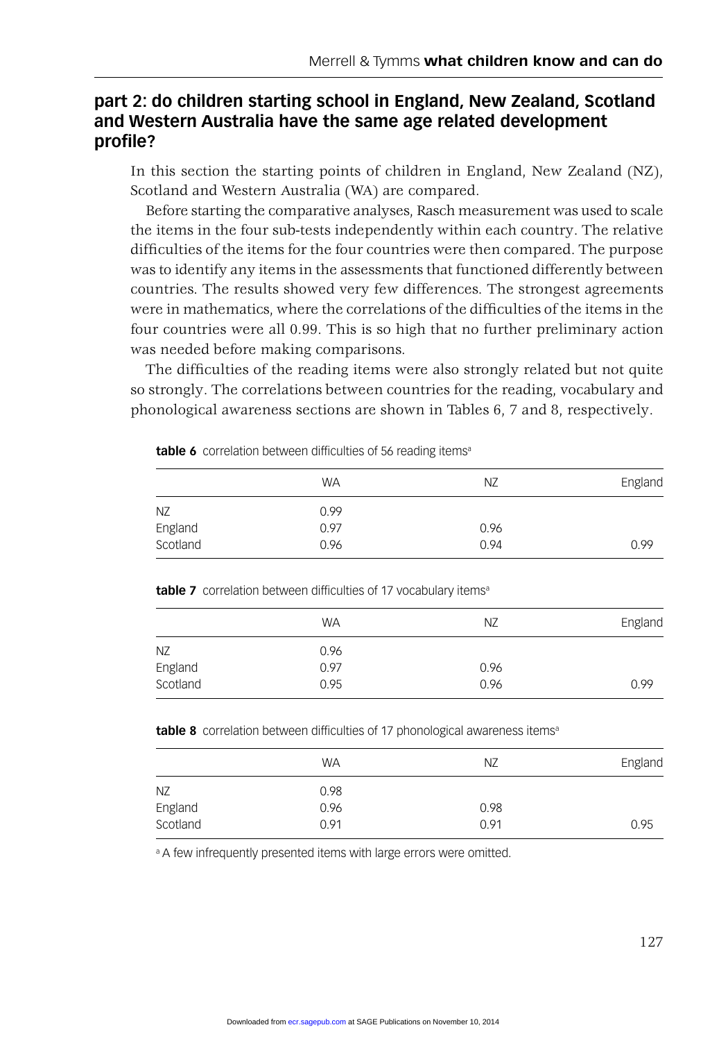## part 2: do children starting school in England, New Zealand, Scotland and Western Australia have the same age related development profile?

In this section the starting points of children in England, New Zealand (NZ), Scotland and Western Australia (WA) are compared.

Before starting the comparative analyses, Rasch measurement was used to scale the items in the four sub-tests independently within each country. The relative difficulties of the items for the four countries were then compared. The purpose was to identify any items in the assessments that functioned differently between countries. The results showed very few differences. The strongest agreements were in mathematics, where the correlations of the difficulties of the items in the four countries were all 0.99. This is so high that no further preliminary action was needed before making comparisons.

The difficulties of the reading items were also strongly related but not quite so strongly. The correlations between countries for the reading, vocabulary and phonological awareness sections are shown in Tables 6, 7 and 8, respectively.

**table 6** correlation between difficulties of 56 reading items[a]

| | WA | NZ | England |
|---|---|---|---|
| NZ | 0.99 | | |
| England | 0.97 | 0.96 | |
| Scotland | 0.96 | 0.94 | 0.99 |

**table 7** correlation between difficulties of 17 vocabulary items[a]

| | WA | NZ | England |
|---|---|---|---|
| NZ | 0.96 | | |
| England | 0.97 | 0.96 | |
| Scotland | 0.95 | 0.96 | 0.99 |

**table 8** correlation between difficulties of 17 phonological awareness items[a]

| | WA | NZ | England |
|---|---|---|---|
| NZ | 0.98 | | |
| England | 0.96 | 0.98 | |
| Scotland | 0.91 | 0.91 | 0.95 |

[a] A few infrequently presented items with large errors were omitted.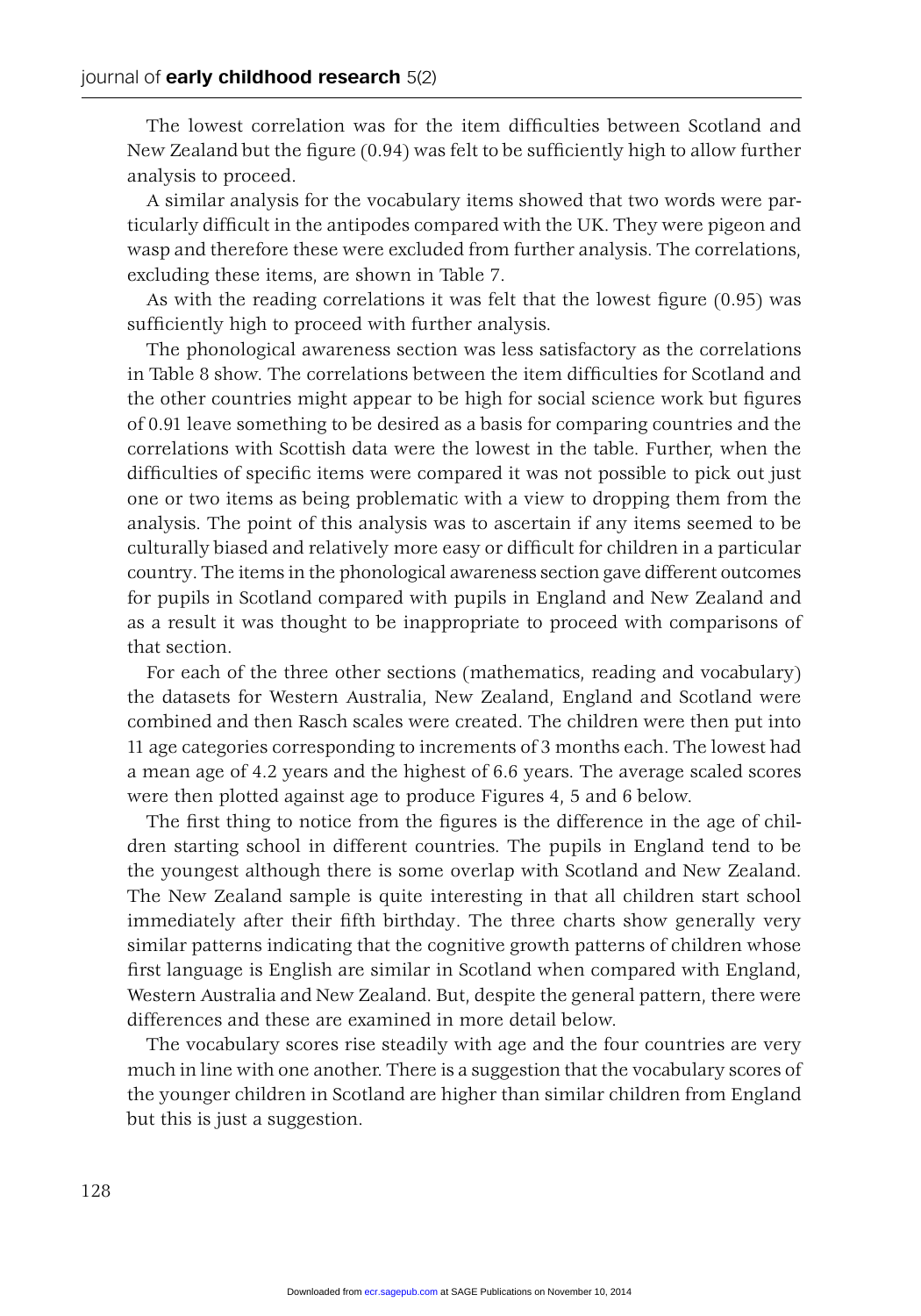The lowest correlation was for the item difficulties between Scotland and New Zealand but the figure (0.94) was felt to be sufficiently high to allow further analysis to proceed.

A similar analysis for the vocabulary items showed that two words were particularly difficult in the antipodes compared with the UK. They were pigeon and wasp and therefore these were excluded from further analysis. The correlations, excluding these items, are shown in Table 7.

As with the reading correlations it was felt that the lowest figure (0.95) was sufficiently high to proceed with further analysis.

The phonological awareness section was less satisfactory as the correlations in Table 8 show. The correlations between the item difficulties for Scotland and the other countries might appear to be high for social science work but figures of 0.91 leave something to be desired as a basis for comparing countries and the correlations with Scottish data were the lowest in the table. Further, when the difficulties of specific items were compared it was not possible to pick out just one or two items as being problematic with a view to dropping them from the analysis. The point of this analysis was to ascertain if any items seemed to be culturally biased and relatively more easy or difficult for children in a particular country. The items in the phonological awareness section gave different outcomes for pupils in Scotland compared with pupils in England and New Zealand and as a result it was thought to be inappropriate to proceed with comparisons of that section.

For each of the three other sections (mathematics, reading and vocabulary) the datasets for Western Australia, New Zealand, England and Scotland were combined and then Rasch scales were created. The children were then put into 11 age categories corresponding to increments of 3 months each. The lowest had a mean age of 4.2 years and the highest of 6.6 years. The average scaled scores were then plotted against age to produce Figures 4, 5 and 6 below.

The first thing to notice from the figures is the difference in the age of children starting school in different countries. The pupils in England tend to be the youngest although there is some overlap with Scotland and New Zealand. The New Zealand sample is quite interesting in that all children start school immediately after their fifth birthday. The three charts show generally very similar patterns indicating that the cognitive growth patterns of children whose first language is English are similar in Scotland when compared with England, Western Australia and New Zealand. But, despite the general pattern, there were differences and these are examined in more detail below.

The vocabulary scores rise steadily with age and the four countries are very much in line with one another. There is a suggestion that the vocabulary scores of the younger children in Scotland are higher than similar children from England but this is just a suggestion.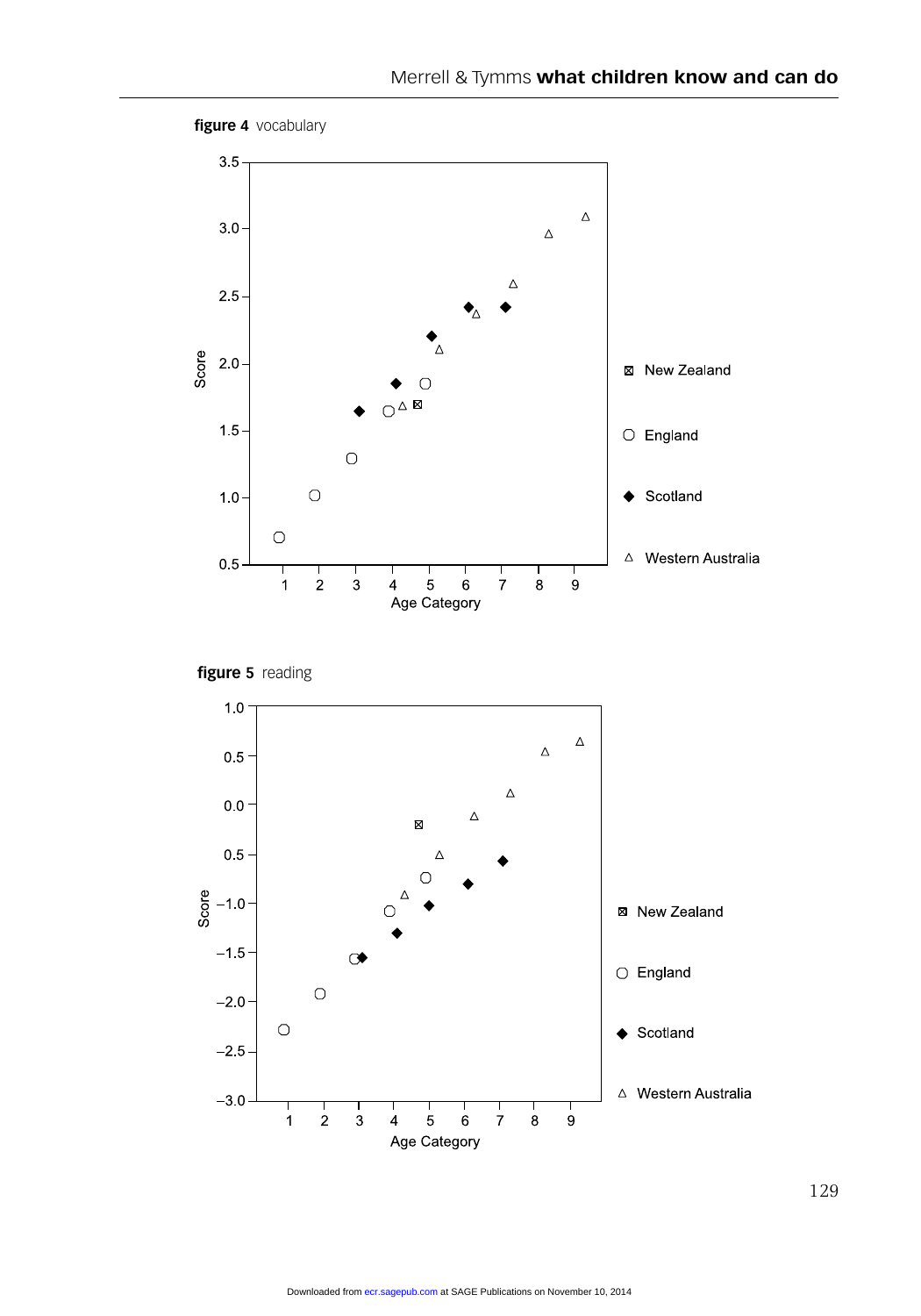**figure 4** vocabulary

**figure 5** reading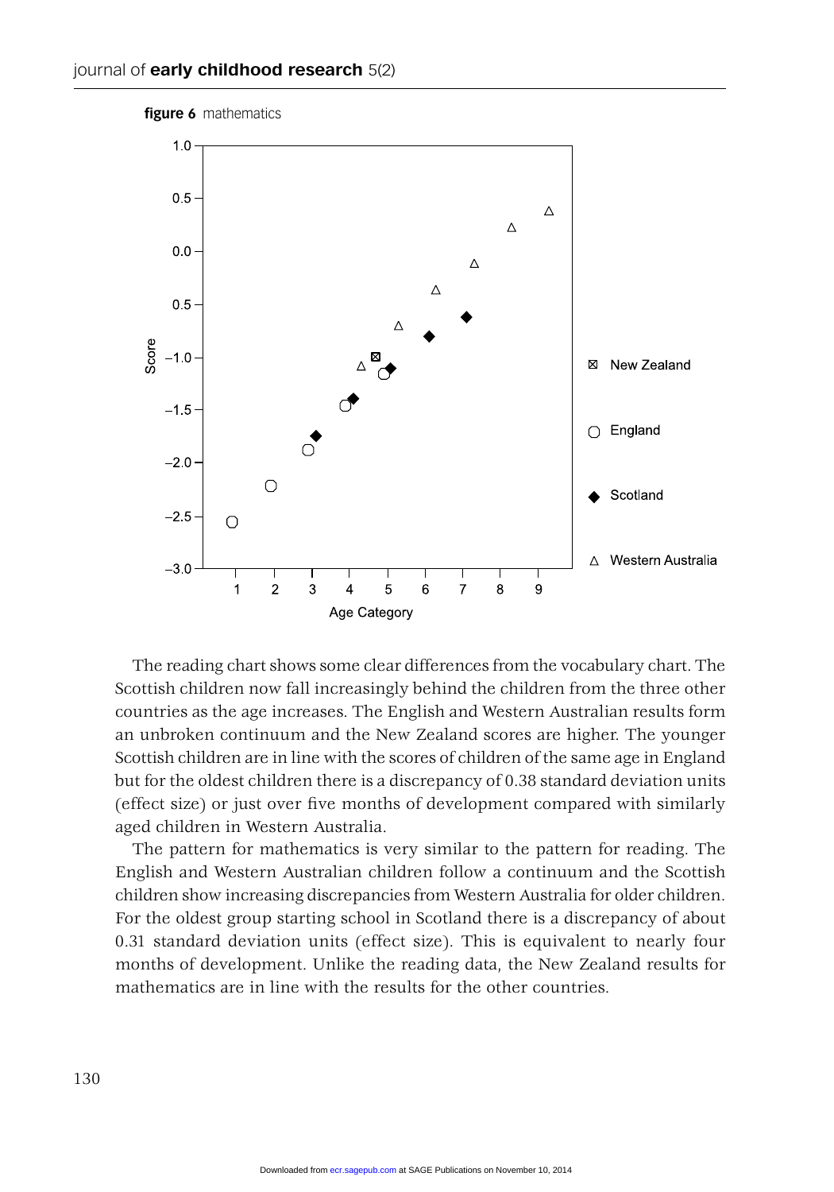**figure 6** mathematics

The reading chart shows some clear differences from the vocabulary chart. The Scottish children now fall increasingly behind the children from the three other countries as the age increases. The English and Western Australian results form an unbroken continuum and the New Zealand scores are higher. The younger Scottish children are in line with the scores of children of the same age in England but for the oldest children there is a discrepancy of 0.38 standard deviation units (effect size) or just over five months of development compared with similarly aged children in Western Australia.

The pattern for mathematics is very similar to the pattern for reading. The English and Western Australian children follow a continuum and the Scottish children show increasing discrepancies from Western Australia for older children. For the oldest group starting school in Scotland there is a discrepancy of about 0.31 standard deviation units (effect size). This is equivalent to nearly four months of development. Unlike the reading data, the New Zealand results for mathematics are in line with the results for the other countries.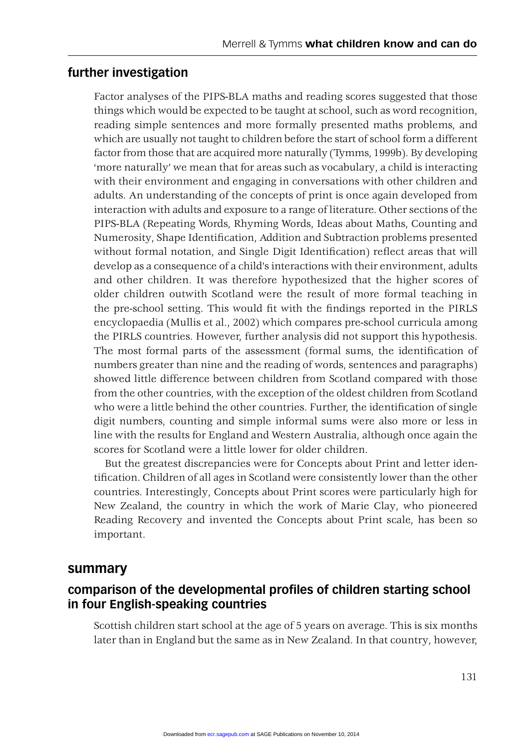## further investigation

Factor analyses of the PIPS-BLA maths and reading scores suggested that those things which would be expected to be taught at school, such as word recognition, reading simple sentences and more formally presented maths problems, and which are usually not taught to children before the start of school form a different factor from those that are acquired more naturally (Tymms, 1999b). By developing 'more naturally' we mean that for areas such as vocabulary, a child is interacting with their environment and engaging in conversations with other children and adults. An understanding of the concepts of print is once again developed from interaction with adults and exposure to a range of literature. Other sections of the PIPS-BLA (Repeating Words, Rhyming Words, Ideas about Maths, Counting and Numerosity, Shape Identification, Addition and Subtraction problems presented without formal notation, and Single Digit Identification) reflect areas that will develop as a consequence of a child's interactions with their environment, adults and other children. It was therefore hypothesized that the higher scores of older children outwith Scotland were the result of more formal teaching in the pre-school setting. This would fit with the findings reported in the PIRLS encyclopaedia (Mullis et al., 2002) which compares pre-school curricula among the PIRLS countries. However, further analysis did not support this hypothesis. The most formal parts of the assessment (formal sums, the identification of numbers greater than nine and the reading of words, sentences and paragraphs) showed little difference between children from Scotland compared with those from the other countries, with the exception of the oldest children from Scotland who were a little behind the other countries. Further, the identification of single digit numbers, counting and simple informal sums were also more or less in line with the results for England and Western Australia, although once again the scores for Scotland were a little lower for older children.

But the greatest discrepancies were for Concepts about Print and letter identification. Children of all ages in Scotland were consistently lower than the other countries. Interestingly, Concepts about Print scores were particularly high for New Zealand, the country in which the work of Marie Clay, who pioneered Reading Recovery and invented the Concepts about Print scale, has been so important.

# summary

## comparison of the developmental profiles of children starting school in four English-speaking countries

Scottish children start school at the age of 5 years on average. This is six months later than in England but the same as in New Zealand. In that country, however,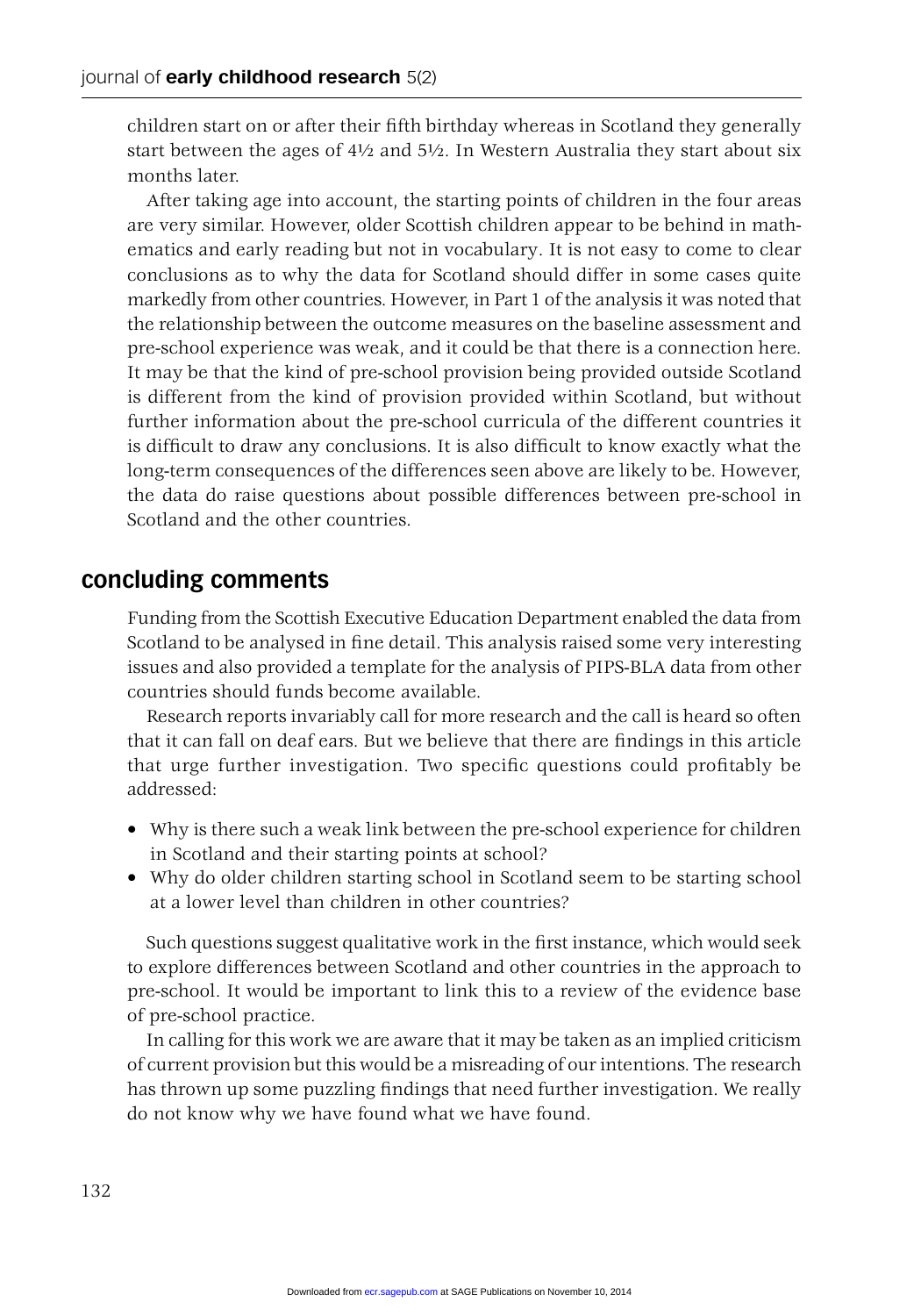children start on or after their fifth birthday whereas in Scotland they generally start between the ages of 4½ and 5½. In Western Australia they start about six months later.

After taking age into account, the starting points of children in the four areas are very similar. However, older Scottish children appear to be behind in mathematics and early reading but not in vocabulary. It is not easy to come to clear conclusions as to why the data for Scotland should differ in some cases quite markedly from other countries. However, in Part 1 of the analysis it was noted that the relationship between the outcome measures on the baseline assessment and pre-school experience was weak, and it could be that there is a connection here. It may be that the kind of pre-school provision being provided outside Scotland is different from the kind of provision provided within Scotland, but without further information about the pre-school curricula of the different countries it is difficult to draw any conclusions. It is also difficult to know exactly what the long-term consequences of the differences seen above are likely to be. However, the data do raise questions about possible differences between pre-school in Scotland and the other countries.

## concluding comments

Funding from the Scottish Executive Education Department enabled the data from Scotland to be analysed in fine detail. This analysis raised some very interesting issues and also provided a template for the analysis of PIPS-BLA data from other countries should funds become available.

Research reports invariably call for more research and the call is heard so often that it can fall on deaf ears. But we believe that there are findings in this article that urge further investigation. Two specific questions could profitably be addressed:

- Why is there such a weak link between the pre-school experience for children in Scotland and their starting points at school?
- Why do older children starting school in Scotland seem to be starting school at a lower level than children in other countries?

Such questions suggest qualitative work in the first instance, which would seek to explore differences between Scotland and other countries in the approach to pre-school. It would be important to link this to a review of the evidence base of pre-school practice.

In calling for this work we are aware that it may be taken as an implied criticism of current provision but this would be a misreading of our intentions. The research has thrown up some puzzling findings that need further investigation. We really do not know why we have found what we have found.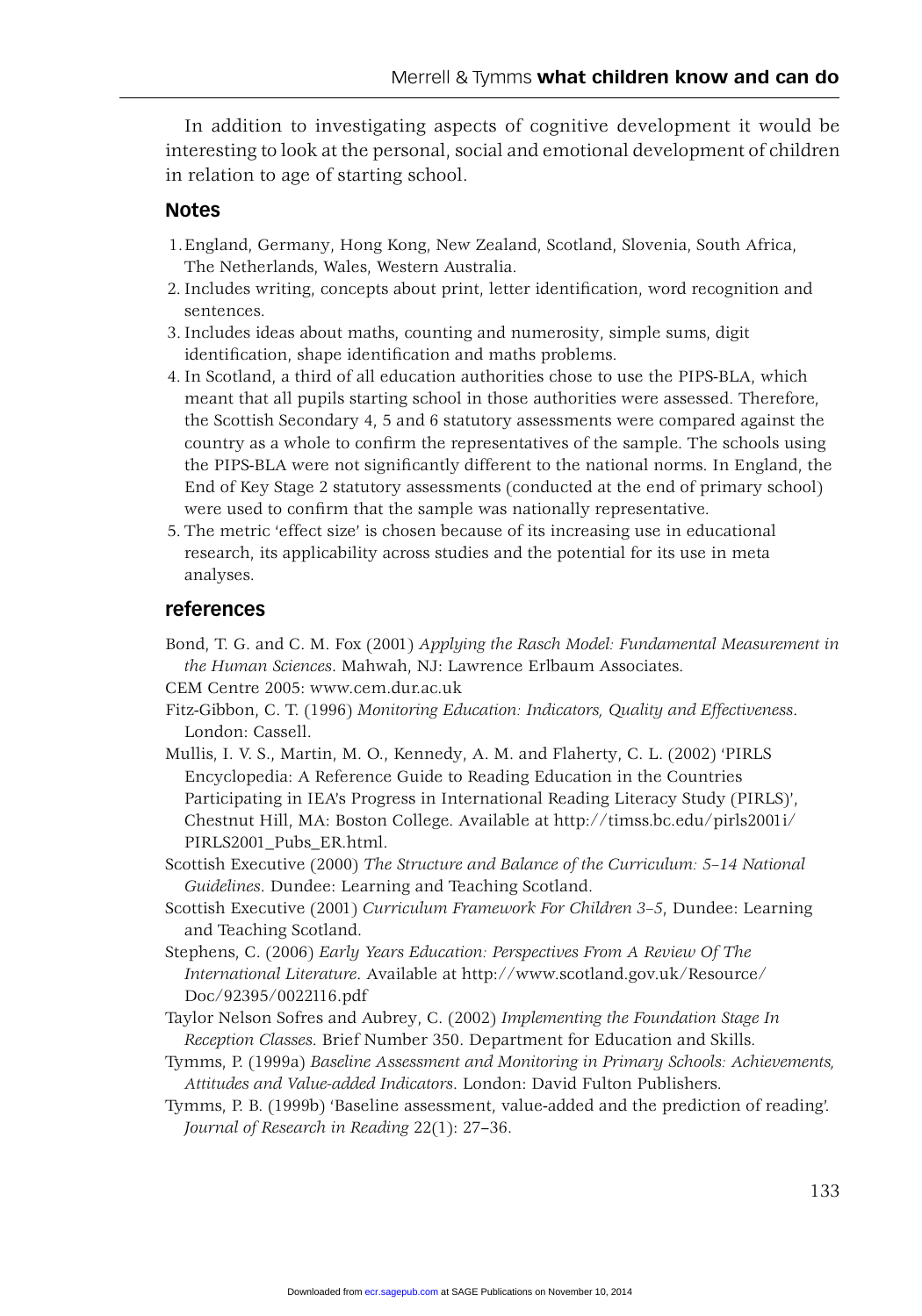In addition to investigating aspects of cognitive development it would be interesting to look at the personal, social and emotional development of children in relation to age of starting school.

## Notes

1. England, Germany, Hong Kong, New Zealand, Scotland, Slovenia, South Africa, The Netherlands, Wales, Western Australia.
2. Includes writing, concepts about print, letter identification, word recognition and sentences.
3. Includes ideas about maths, counting and numerosity, simple sums, digit identification, shape identification and maths problems.
4. In Scotland, a third of all education authorities chose to use the PIPS-BLA, which meant that all pupils starting school in those authorities were assessed. Therefore, the Scottish Secondary 4, 5 and 6 statutory assessments were compared against the country as a whole to confirm the representatives of the sample. The schools using the PIPS-BLA were not significantly different to the national norms. In England, the End of Key Stage 2 statutory assessments (conducted at the end of primary school) were used to confirm that the sample was nationally representative.
5. The metric 'effect size' is chosen because of its increasing use in educational research, its applicability across studies and the potential for its use in meta analyses.

## references

Bond, T. G. and C. M. Fox (2001) *Applying the Rasch Model: Fundamental Measurement in the Human Sciences*. Mahwah, NJ: Lawrence Erlbaum Associates.

CEM Centre 2005: www.cem.dur.ac.uk

Fitz-Gibbon, C. T. (1996) *Monitoring Education: Indicators, Quality and Effectiveness*. London: Cassell.

Mullis, I. V. S., Martin, M. O., Kennedy, A. M. and Flaherty, C. L. (2002) 'PIRLS Encyclopedia: A Reference Guide to Reading Education in the Countries Participating in IEA's Progress in International Reading Literacy Study (PIRLS)', Chestnut Hill, MA: Boston College. Available at http://timss.bc.edu/pirls2001i/PIRLS2001_Pubs_ER.html.

Scottish Executive (2000) *The Structure and Balance of the Curriculum: 5–14 National Guidelines*. Dundee: Learning and Teaching Scotland.

Scottish Executive (2001) *Curriculum Framework For Children 3–5*, Dundee: Learning and Teaching Scotland.

Stephens, C. (2006) *Early Years Education: Perspectives From A Review Of The International Literature*. Available at http://www.scotland.gov.uk/Resource/Doc/92395/0022116.pdf

Taylor Nelson Sofres and Aubrey, C. (2002) *Implementing the Foundation Stage In Reception Classes*. Brief Number 350. Department for Education and Skills.

Tymms, P. (1999a) *Baseline Assessment and Monitoring in Primary Schools: Achievements, Attitudes and Value-added Indicators*. London: David Fulton Publishers.

Tymms, P. B. (1999b) 'Baseline assessment, value-added and the prediction of reading'. *Journal of Research in Reading* 22(1): 27–36.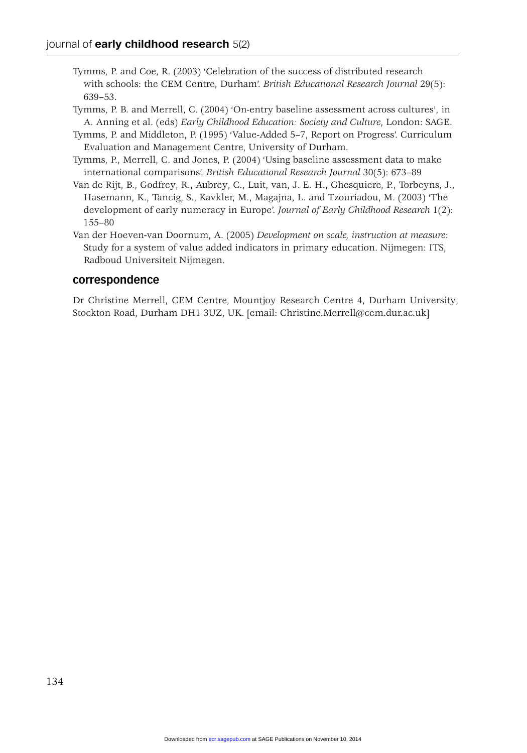Tymms, P. and Coe, R. (2003) 'Celebration of the success of distributed research with schools: the CEM Centre, Durham'. *British Educational Research Journal* 29(5): 639–53.

Tymms, P. B. and Merrell, C. (2004) 'On-entry baseline assessment across cultures', in A. Anning et al. (eds) *Early Childhood Education: Society and Culture*, London: SAGE.

Tymms, P. and Middleton, P. (1995) 'Value-Added 5–7, Report on Progress'. Curriculum Evaluation and Management Centre, University of Durham.

Tymms, P., Merrell, C. and Jones, P. (2004) 'Using baseline assessment data to make international comparisons'. *British Educational Research Journal* 30(5): 673–89

Van de Rijt, B., Godfrey, R., Aubrey, C., Luit, van, J. E. H., Ghesquiere, P., Torbeyns, J., Hasemann, K., Tancig, S., Kavkler, M., Magajna, L. and Tzouriadou, M. (2003) 'The development of early numeracy in Europe'. *Journal of Early Childhood Research* 1(2): 155–80

Van der Hoeven-van Doornum, A. (2005) *Development on scale, instruction at measure*: Study for a system of value added indicators in primary education. Nijmegen: ITS, Radboud Universiteit Nijmegen.

## correspondence

Dr Christine Merrell, CEM Centre, Mountjoy Research Centre 4, Durham University, Stockton Road, Durham DH1 3UZ, UK. [email: Christine.Merrell@cem.dur.ac.uk]